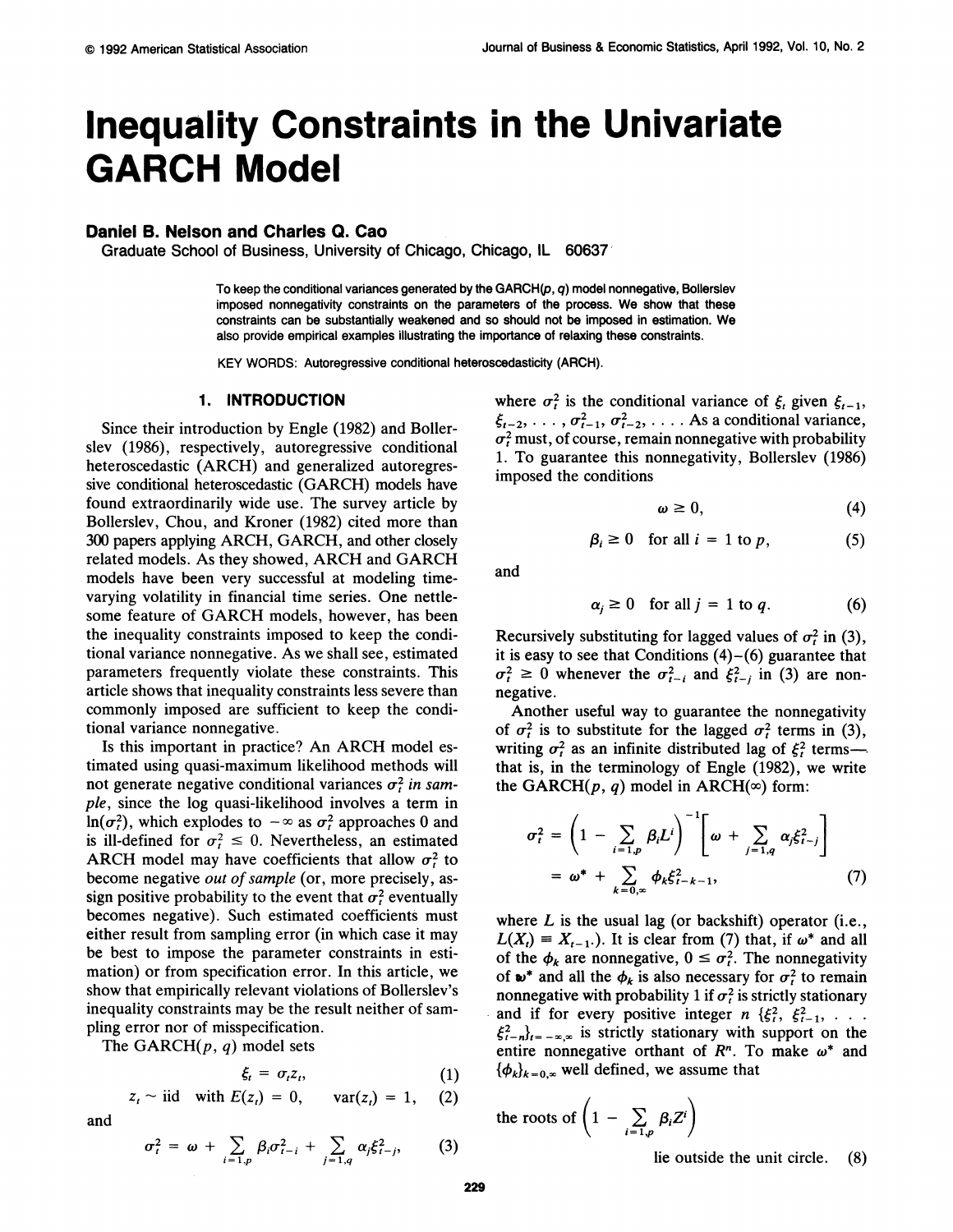# Inequality Constraints in the Univariate GARCH Model

**Daniel B. Nelson and Charles Q. Cao**

Graduate School of Business, University of Chicago, Chicago, IL 60637

To keep the conditional variances generated by the GARCH($p$, $q$) model nonnegative, Bollerslev imposed nonnegativity constraints on the parameters of the process. We show that these constraints can be substantially weakened and so should not be imposed in estimation. We also provide empirical examples illustrating the importance of relaxing these constraints.

KEY WORDS: Autoregressive conditional heteroscedasticity (ARCH).

## 1. INTRODUCTION

Since their introduction by Engle (1982) and Bollerslev (1986), respectively, autoregressive conditional heteroscedastic (ARCH) and generalized autoregressive conditional heteroscedastic (GARCH) models have found extraordinarily wide use. The survey article by Bollerslev, Chou, and Kroner (1982) cited more than 300 papers applying ARCH, GARCH, and other closely related models. As they showed, ARCH and GARCH models have been very successful at modeling time-varying volatility in financial time series. One nettlesome feature of GARCH models, however, has been the inequality constraints imposed to keep the conditional variance nonnegative. As we shall see, estimated parameters frequently violate these constraints. This article shows that inequality constraints less severe than commonly imposed are sufficient to keep the conditional variance nonnegative.

Is this important in practice? An ARCH model estimated using quasi-maximum likelihood methods will not generate negative conditional variances $\sigma_t^2$ *in sample*, since the log quasi-likelihood involves a term in $\ln(\sigma_t^2)$, which explodes to $-\infty$ as $\sigma_t^2$ approaches 0 and is ill-defined for $\sigma_t^2 \leq 0$. Nevertheless, an estimated ARCH model may have coefficients that allow $\sigma_t^2$ to become negative *out of sample* (or, more precisely, assign positive probability to the event that $\sigma_t^2$ eventually becomes negative). Such estimated coefficients must either result from sampling error (in which case it may be best to impose the parameter constraints in estimation) or from specification error. In this article, we show that empirically relevant violations of Bollerslev's inequality constraints may be the result neither of sampling error nor of misspecification.

The GARCH($p$, $q$) model sets

$$\xi_t = \sigma_t z_t, \tag{1}$$

$$z_t \sim \text{iid} \quad \text{with } E(z_t) = 0, \quad \text{var}(z_t) = 1, \tag{2}$$

and

$$\sigma_t^2 = \omega + \sum_{i=1,p} \beta_i \sigma_{t-i}^2 + \sum_{j=1,q} \alpha_j \xi_{t-j}^2, \tag{3}$$

where $\sigma_t^2$ is the conditional variance of $\xi_t$ given $\xi_{t-1}$, $\xi_{t-2}, \ldots, \sigma_{t-1}^2, \sigma_{t-2}^2, \ldots$. As a conditional variance, $\sigma_t^2$ must, of course, remain nonnegative with probability 1. To guarantee this nonnegativity, Bollerslev (1986) imposed the conditions

$$\omega \geq 0, \tag{4}$$

$$\beta_i \geq 0 \quad \text{for all } i = 1 \text{ to } p, \tag{5}$$

and

$$\alpha_j \geq 0 \quad \text{for all } j = 1 \text{ to } q. \tag{6}$$

Recursively substituting for lagged values of $\sigma_t^2$ in (3), it is easy to see that Conditions (4)–(6) guarantee that $\sigma_t^2 \geq 0$ whenever the $\sigma_{t-i}^2$ and $\xi_{t-j}^2$ in (3) are nonnegative.

Another useful way to guarantee the nonnegativity of $\sigma_t^2$ is to substitute for the lagged $\sigma_t^2$ terms in (3), writing $\sigma_t^2$ as an infinite distributed lag of $\xi_t^2$ terms—that is, in the terminology of Engle (1982), we write the GARCH($p$, $q$) model in ARCH($\infty$) form:

$$\begin{aligned}\sigma_t^2 &= \left(1 - \sum_{i=1,p} \beta_i L^i\right)^{-1} \left[\omega + \sum_{j=1,q} \alpha_j \xi_{t-j}^2\right] \\ &= \omega^* + \sum_{k=0,\infty} \phi_k \xi_{t-k-1}^2,\end{aligned} \tag{7}$$

where $L$ is the usual lag (or backshift) operator (i.e., $L(X_t) \equiv X_{t-1}$.). It is clear from (7) that, if $\omega^*$ and all of the $\phi_k$ are nonnegative, $0 \leq \sigma_t^2$. The nonnegativity of $\omega^*$ and all the $\phi_k$ is also necessary for $\sigma_t^2$ to remain nonnegative with probability 1 if $\sigma_t^2$ is strictly stationary and if for every positive integer $n$ $\{\xi_t^2, \xi_{t-1}^2, \ldots \xi_{t-n}^2\}_{t=-\infty,\infty}$ is strictly stationary with support on the entire nonnegative orthant of $R^n$. To make $\omega^*$ and $\{\phi_k\}_{k=0,\infty}$ well defined, we assume that

$$\text{the roots of } \left(1 - \sum_{i=1,p} \beta_i Z^i\right) \text{ lie outside the unit circle.} \tag{8}$$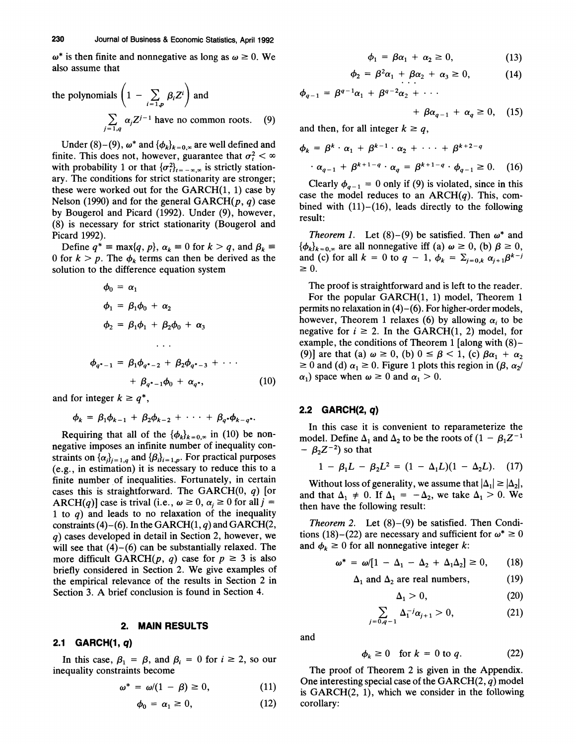$\omega^*$ is then finite and nonnegative as long as $\omega \geq 0$. We also assume that

$$\text{the polynomials } \left(1 - \sum_{i=1,p} \beta_i Z^i\right) \text{ and } \sum_{j=1,q} \alpha_j Z^{j-1} \text{ have no common roots.} \quad (9)$$

Under (8)–(9), $\omega^*$ and $\{\phi_k\}_{k=0,\infty}$ are well defined and finite. This does not, however, guarantee that $\sigma_t^2 < \infty$ with probability 1 or that $\{\sigma_t^2\}_{t=-\infty,\infty}$ is strictly stationary. The conditions for strict stationarity are stronger; these were worked out for the GARCH(1, 1) case by Nelson (1990) and for the general GARCH($p$, $q$) case by Bougerol and Picard (1992). Under (9), however, (8) is necessary for strict stationarity (Bougerol and Picard 1992).

Define $q^* \equiv \max\{q, p\}$, $\alpha_k \equiv 0$ for $k > q$, and $\beta_k \equiv 0$ for $k > p$. The $\phi_k$ terms can then be derived as the solution to the difference equation system

$$\phi_0 = \alpha_1$$

$$\phi_1 = \beta_1 \phi_0 + \alpha_2$$

$$\phi_2 = \beta_1 \phi_1 + \beta_2 \phi_0 + \alpha_3$$

$$\cdots$$

$$\phi_{q^*-1} = \beta_1 \phi_{q^*-2} + \beta_2 \phi_{q^*-3} + \cdots + \beta_{q^*-1}\phi_0 + \alpha_{q^*}, \quad (10)$$

and for integer $k \geq q^*$,

$$\phi_k = \beta_1 \phi_{k-1} + \beta_2 \phi_{k-2} + \cdots + \beta_{q^*} \phi_{k-q^*}.$$

Requiring that all of the $\{\phi_k\}_{k=0,\infty}$ in (10) be nonnegative imposes an infinite number of inequality constraints on $\{\alpha_j\}_{j=1,q}$ and $\{\beta_i\}_{i=1,p}$. For practical purposes (e.g., in estimation) it is necessary to reduce this to a finite number of inequalities. Fortunately, in certain cases this is straightforward. The GARCH(0, $q$) [or ARCH($q$)] case is trival (i.e., $\omega \geq 0$, $\alpha_j \geq 0$ for all $j$ = 1 to $q$) and leads to no relaxation of the inequality constraints (4)–(6). In the GARCH(1, $q$) and GARCH(2, $q$) cases developed in detail in Section 2, however, we will see that (4)–(6) can be substantially relaxed. The more difficult GARCH($p$, $q$) case for $p \geq 3$ is also briefly considered in Section 2. We give examples of the empirical relevance of the results in Section 2 in Section 3. A brief conclusion is found in Section 4.

## 2. MAIN RESULTS

### 2.1 GARCH(1, q)

In this case, $\beta_1 = \beta$, and $\beta_i = 0$ for $i \geq 2$, so our inequality constraints become

$$\omega^* = \omega/(1 - \beta) \geq 0, \quad (11)$$

$$\phi_0 = \alpha_1 \geq 0, \quad (12)$$

$$\phi_1 = \beta\alpha_1 + \alpha_2 \geq 0, \quad (13)$$

$$\phi_2 = \beta^2\alpha_1 + \beta\alpha_2 + \alpha_3 \geq 0, \quad (14)$$

$$\cdots$$

$$\phi_{q-1} = \beta^{q-1}\alpha_1 + \beta^{q-2}\alpha_2 + \cdots + \beta\alpha_{q-1} + \alpha_q \geq 0, \quad (15)$$

and then, for all integer $k \geq q$,

$$\phi_k = \beta^k \cdot \alpha_1 + \beta^{k-1} \cdot \alpha_2 + \cdots + \beta^{k+2-q} \cdot \alpha_{q-1} + \beta^{k+1-q} \cdot \alpha_q = \beta^{k+1-q} \cdot \phi_{q-1} \geq 0. \quad (16)$$

Clearly $\phi_{q-1} = 0$ only if (9) is violated, since in this case the model reduces to an ARCH($q$). This, combined with (11)–(16), leads directly to the following result:

*Theorem 1.* Let (8)–(9) be satisfied. Then $\omega^*$ and $\{\phi_k\}_{k=0,\infty}$ are all nonnegative iff (a) $\omega \geq 0$, (b) $\beta \geq 0$, and (c) for all $k$ = 0 to $q - 1$, $\phi_k = \sum_{j=0,k} \alpha_{j+1}\beta^{k-j} \geq 0$.

The proof is straightforward and is left to the reader.

For the popular GARCH(1, 1) model, Theorem 1 permits no relaxation in (4)–(6). For higher-order models, however, Theorem 1 relaxes (6) by allowing $\alpha_i$ to be negative for $i \geq 2$. In the GARCH(1, 2) model, for example, the conditions of Theorem 1 [along with (8)–(9)] are that (a) $\omega \geq 0$, (b) $0 \leq \beta < 1$, (c) $\beta\alpha_1 + \alpha_2 \geq 0$ and (d) $\alpha_1 \geq 0$. Figure 1 plots this region in ($\beta$, $\alpha_2/\alpha_1$) space when $\omega \geq 0$ and $\alpha_1 > 0$.

### 2.2 GARCH(2, q)

In this case it is convenient to reparameterize the model. Define $\Delta_1$ and $\Delta_2$ to be the roots of $(1 - \beta_1 Z^{-1} - \beta_2 Z^{-2})$ so that

$$1 - \beta_1 L - \beta_2 L^2 = (1 - \Delta_1 L)(1 - \Delta_2 L). \quad (17)$$

Without loss of generality, we assume that $|\Delta_1| \geq |\Delta_2|$, and that $\Delta_1 \neq 0$. If $\Delta_1 = -\Delta_2$, we take $\Delta_1 > 0$. We then have the following result:

*Theorem 2.* Let (8)–(9) be satisfied. Then Conditions (18)–(22) are necessary and sufficient for $\omega^* \geq 0$ and $\phi_k \geq 0$ for all nonnegative integer $k$:

$$\omega^* = \omega/[1 - \Delta_1 - \Delta_2 + \Delta_1\Delta_2] \geq 0, \quad (18)$$

$$\Delta_1 \text{ and } \Delta_2 \text{ are real numbers,} \quad (19)$$

$$\Delta_1 > 0, \quad (20)$$

$$\sum_{j=0,q-1} \Delta_1^{-j}\alpha_{j+1} > 0, \quad (21)$$

and

$$\phi_k \geq 0 \quad \text{for } k = 0 \text{ to } q. \quad (22)$$

The proof of Theorem 2 is given in the Appendix. One interesting special case of the GARCH(2, $q$) model is GARCH(2, 1), which we consider in the following corollary: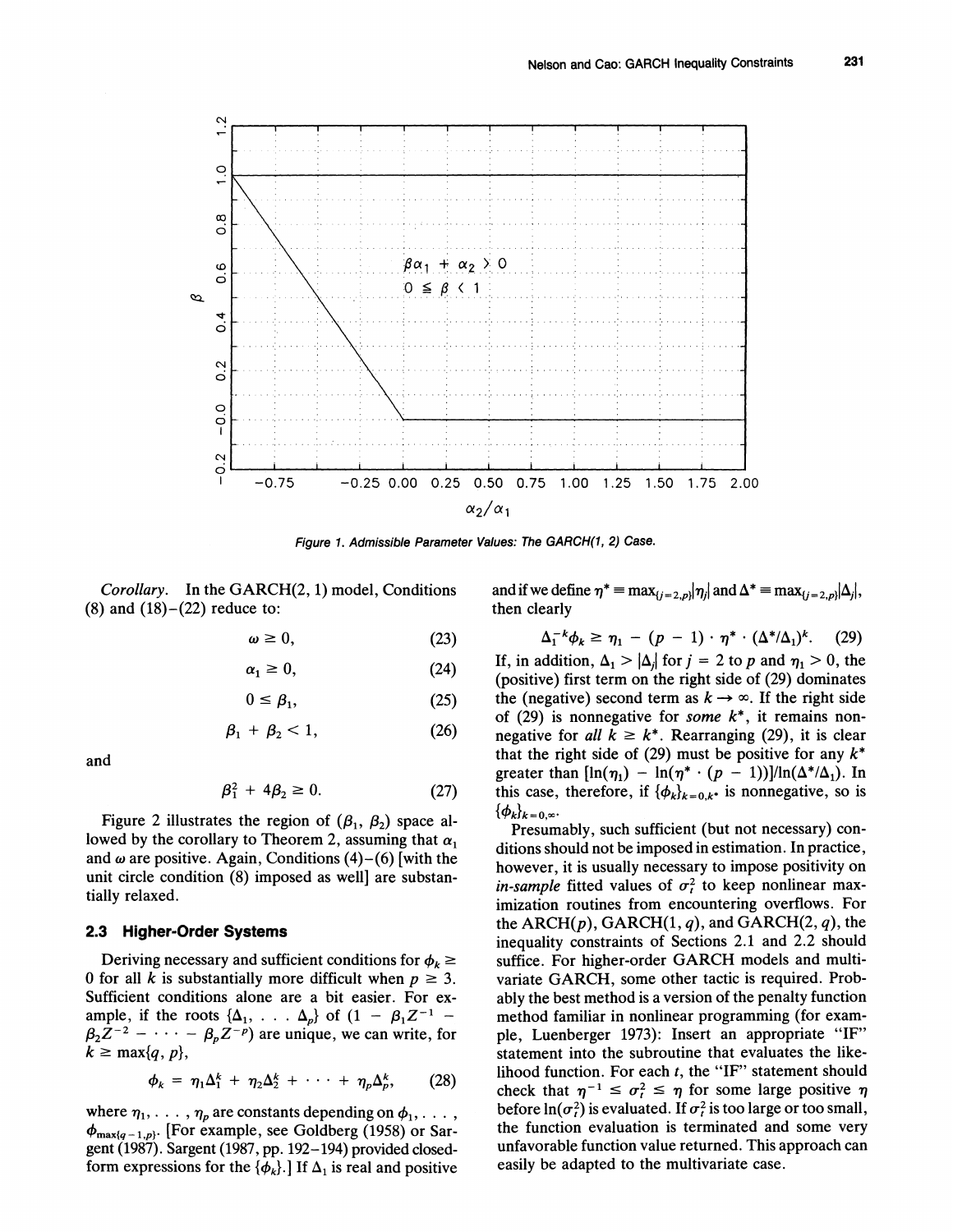Figure 1. Admissible Parameter Values: The GARCH(1, 2) Case.

*Corollary.* In the GARCH(2, 1) model, Conditions (8) and (18)–(22) reduce to:

$$\omega \geq 0, \tag{23}$$

$$\alpha_1 \geq 0, \tag{24}$$

$$0 \leq \beta_1, \tag{25}$$

$$\beta_1 + \beta_2 < 1, \tag{26}$$

and

$$\beta_1^2 + 4\beta_2 \geq 0. \tag{27}$$

Figure 2 illustrates the region of $(\beta_1, \beta_2)$ space allowed by the corollary to Theorem 2, assuming that $\alpha_1$ and $\omega$ are positive. Again, Conditions (4)–(6) [with the unit circle condition (8) imposed as well] are substantially relaxed.

### 2.3 Higher-Order Systems

Deriving necessary and sufficient conditions for $\phi_k \geq 0$ for all $k$ is substantially more difficult when $p \geq 3$. Sufficient conditions alone are a bit easier. For example, if the roots $\{\Delta_1, \ldots, \Delta_p\}$ of $(1 - \beta_1 Z^{-1} - \beta_2 Z^{-2} - \cdots - \beta_p Z^{-p})$ are unique, we can write, for $k \geq \max\{q, p\}$,

$$\phi_k = \eta_1 \Delta_1^k + \eta_2 \Delta_2^k + \cdots + \eta_p \Delta_p^k, \tag{28}$$

where $\eta_1, \ldots, \eta_p$ are constants depending on $\phi_1, \ldots, \phi_{\max\{q-1,p\}}$. [For example, see Goldberg (1958) or Sargent (1987). Sargent (1987, pp. 192–194) provided closed-form expressions for the $\{\phi_k\}$.] If $\Delta_1$ is real and positive and if we define $\eta^* \equiv \max_{\{j=2,p\}} |\eta_j|$ and $\Delta^* \equiv \max_{\{j=2,p\}} |\Delta_j|$, then clearly

$$\Delta_1^{-k}\phi_k \geq \eta_1 - (p - 1) \cdot \eta^* \cdot (\Delta^*/\Delta_1)^k. \tag{29}$$

If, in addition, $\Delta_1 > |\Delta_j|$ for $j = 2$ to $p$ and $\eta_1 > 0$, the (positive) first term on the right side of (29) dominates the (negative) second term as $k \to \infty$. If the right side of (29) is nonnegative for *some* $k^*$, it remains nonnegative for *all* $k \geq k^*$. Rearranging (29), it is clear that the right side of (29) must be positive for any $k^*$ greater than $[\ln(\eta_1) - \ln(\eta^* \cdot (p - 1))]/\ln(\Delta^*/\Delta_1)$. In this case, therefore, if $\{\phi_k\}_{k=0,k^*}$ is nonnegative, so is $\{\phi_k\}_{k=0,\infty}$.

Presumably, such sufficient (but not necessary) conditions should not be imposed in estimation. In practice, however, it is usually necessary to impose positivity on *in-sample* fitted values of $\sigma_t^2$ to keep nonlinear maximization routines from encountering overflows. For the ARCH($p$), GARCH(1, $q$), and GARCH(2, $q$), the inequality constraints of Sections 2.1 and 2.2 should suffice. For higher-order GARCH models and multivariate GARCH, some other tactic is required. Probably the best method is a version of the penalty function method familiar in nonlinear programming (for example, Luenberger 1973): Insert an appropriate "IF" statement into the subroutine that evaluates the likelihood function. For each $t$, the "IF" statement should check that $\eta^{-1} \leq \sigma_t^2 \leq \eta$ for some large positive $\eta$ before $\ln(\sigma_t^2)$ is evaluated. If $\sigma_t^2$ is too large or too small, the function evaluation is terminated and some very unfavorable function value returned. This approach can easily be adapted to the multivariate case.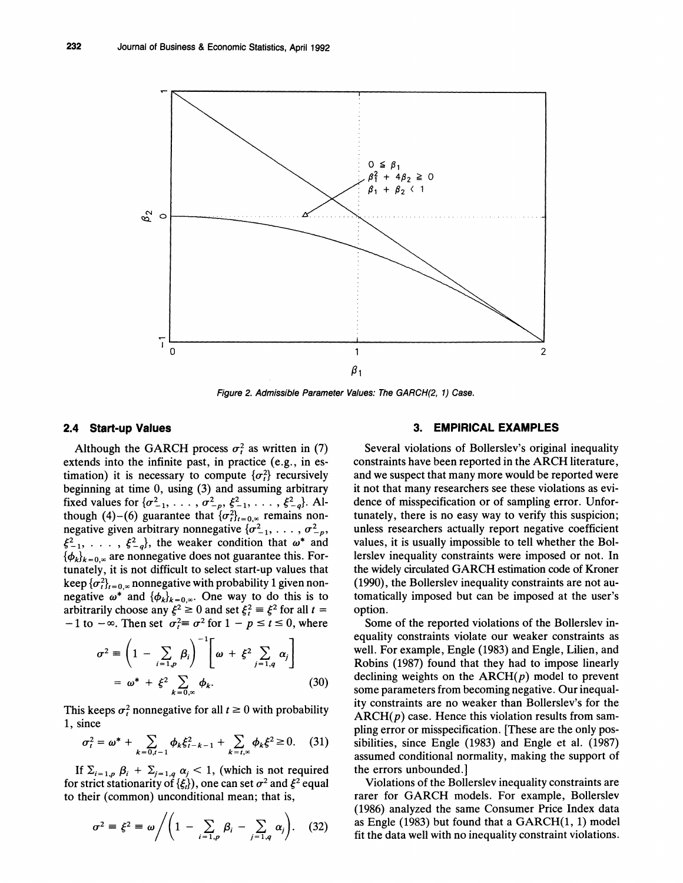Figure 2. Admissible Parameter Values: The GARCH(2, 1) Case.

### 2.4 Start-up Values

Although the GARCH process $\sigma_t^2$ as written in (7) extends into the infinite past, in practice (e.g., in estimation) it is necessary to compute $\{\sigma_t^2\}$ recursively beginning at time 0, using (3) and assuming arbitrary fixed values for $\{\sigma_{-1}^2, \ldots, \sigma_{-p}^2, \xi_{-1}^2, \ldots, \xi_{-q}^2\}$. Although (4)–(6) guarantee that $\{\sigma_t^2\}_{t=0,\infty}$ remains nonnegative given arbitrary nonnegative $\{\sigma_{-1}^2, \ldots, \sigma_{-p}^2, \xi_{-1}^2, \ldots, \xi_{-q}^2\}$, the weaker condition that $\omega^*$ and $\{\phi_k\}_{k=0,\infty}$ are nonnegative does not guarantee this. Fortunately, it is not difficult to select start-up values that keep $\{\sigma_t^2\}_{t=0,\infty}$ nonnegative with probability 1 given nonnegative $\omega^*$ and $\{\phi_k\}_{k=0,\infty}$. One way to do this is to arbitrarily choose any $\xi^2 \geq 0$ and set $\xi_t^2 \equiv \xi^2$ for all $t = -1$ to $-\infty$. Then set $\sigma_t^2 \equiv \sigma^2$ for $1 - p \leq t \leq 0$, where

$$\sigma^2 \equiv \left(1 - \sum_{i=1,p} \beta_i\right)^{-1} \left[\omega + \xi^2 \sum_{j=1,q} \alpha_j\right]$$
$$= \omega^* + \xi^2 \sum_{k=0,\infty} \phi_k. \qquad (30)$$

This keeps $\sigma_t^2$ nonnegative for all $t \geq 0$ with probability 1, since

$$\sigma_t^2 = \omega^* + \sum_{k=0,t-1} \phi_k \xi_{t-k-1}^2 + \sum_{k=t,\infty} \phi_k \xi^2 \geq 0. \qquad (31)$$

If $\Sigma_{i=1,p}\, \beta_i + \Sigma_{j=1,q}\, \alpha_j < 1$, (which is not required for strict stationarity of $\{\xi_t\}$), one can set $\sigma^2$ and $\xi^2$ equal to their (common) unconditional mean; that is,

$$\sigma^2 \equiv \xi^2 \equiv \omega \bigg/ \left(1 - \sum_{i=1,p} \beta_i - \sum_{j=1,q} \alpha_j\right). \qquad (32)$$

## 3. EMPIRICAL EXAMPLES

Several violations of Bollerslev's original inequality constraints have been reported in the ARCH literature, and we suspect that many more would be reported were it not that many researchers see these violations as evidence of misspecification or of sampling error. Unfortunately, there is no easy way to verify this suspicion; unless researchers actually report negative coefficient values, it is usually impossible to tell whether the Bollerslev inequality constraints were imposed or not. In the widely circulated GARCH estimation code of Kroner (1990), the Bollerslev inequality constraints are not automatically imposed but can be imposed at the user's option.

Some of the reported violations of the Bollerslev inequality constraints violate our weaker constraints as well. For example, Engle (1983) and Engle, Lilien, and Robins (1987) found that they had to impose linearly declining weights on the ARCH($p$) model to prevent some parameters from becoming negative. Our inequality constraints are no weaker than Bollerslev's for the ARCH($p$) case. Hence this violation results from sampling error or misspecification. [These are the only possibilities, since Engle (1983) and Engle et al. (1987) assumed conditional normality, making the support of the errors unbounded.]

Violations of the Bollerslev inequality constraints are rarer for GARCH models. For example, Bollerslev (1986) analyzed the same Consumer Price Index data as Engle (1983) but found that a GARCH(1, 1) model fit the data well with no inequality constraint violations.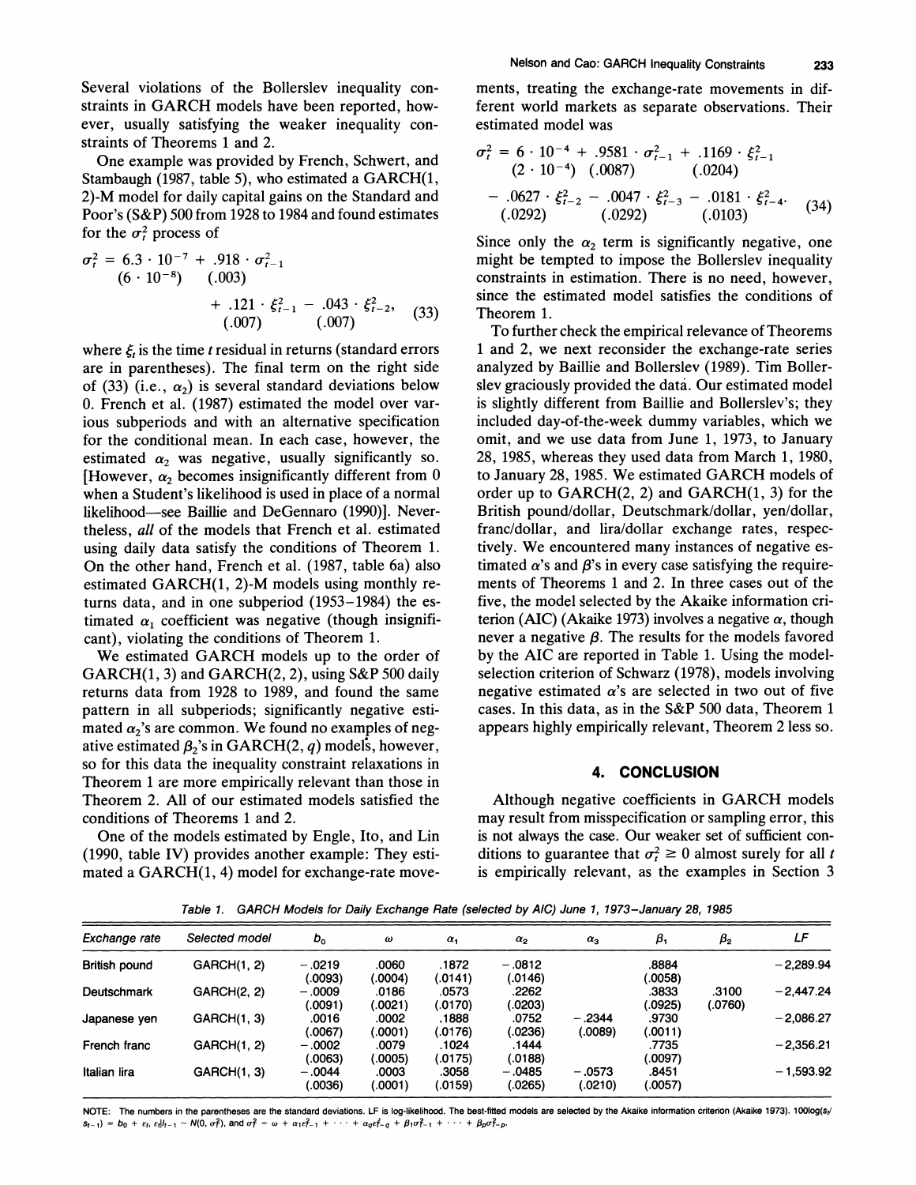Several violations of the Bollerslev inequality constraints in GARCH models have been reported, however, usually satisfying the weaker inequality constraints of Theorems 1 and 2.

One example was provided by French, Schwert, and Stambaugh (1987, table 5), who estimated a GARCH(1, 2)-M model for daily capital gains on the Standard and Poor's (S&P) 500 from 1928 to 1984 and found estimates for the $\sigma_t^2$ process of

$$\sigma_t^2 = \underset{(6 \cdot 10^{-8})}{6.3 \cdot 10^{-7}} + \underset{(.003)}{.918} \cdot \sigma_{t-1}^2 + \underset{(.007)}{.121} \cdot \xi_{t-1}^2 - \underset{(.007)}{.043} \cdot \xi_{t-2}^2, \tag{33}$$

where $\xi_t$ is the time $t$ residual in returns (standard errors are in parentheses). The final term on the right side of (33) (i.e., $\alpha_2$) is several standard deviations below 0. French et al. (1987) estimated the model over various subperiods and with an alternative specification for the conditional mean. In each case, however, the estimated $\alpha_2$ was negative, usually significantly so. [However, $\alpha_2$ becomes insignificantly different from 0 when a Student's likelihood is used in place of a normal likelihood—see Baillie and DeGennaro (1990)]. Nevertheless, *all* of the models that French et al. estimated using daily data satisfy the conditions of Theorem 1. On the other hand, French et al. (1987, table 6a) also estimated GARCH(1, 2)-M models using monthly returns data, and in one subperiod (1953–1984) the estimated $\alpha_1$ coefficient was negative (though insignificant), violating the conditions of Theorem 1.

We estimated GARCH models up to the order of GARCH(1, 3) and GARCH(2, 2), using S&P 500 daily returns data from 1928 to 1989, and found the same pattern in all subperiods; significantly negative estimated $\alpha_2$'s are common. We found no examples of negative estimated $\beta_2$'s in GARCH(2, $q$) models, however, so for this data the inequality constraint relaxations in Theorem 1 are more empirically relevant than those in Theorem 2. All of our estimated models satisfied the conditions of Theorems 1 and 2.

One of the models estimated by Engle, Ito, and Lin (1990, table IV) provides another example: They estimated a GARCH(1, 4) model for exchange-rate movements, treating the exchange-rate movements in different world markets as separate observations. Their estimated model was

$$\sigma_t^2 = \underset{(2 \cdot 10^{-4})}{6 \cdot 10^{-4}} + \underset{(.0087)}{.9581} \cdot \sigma_{t-1}^2 + \underset{(.0204)}{.1169} \cdot \xi_{t-1}^2 - \underset{(.0292)}{.0627} \cdot \xi_{t-2}^2 - \underset{(.0292)}{.0047} \cdot \xi_{t-3}^2 - \underset{(.0103)}{.0181} \cdot \xi_{t-4}^2. \tag{34}$$

Since only the $\alpha_2$ term is significantly negative, one might be tempted to impose the Bollerslev inequality constraints in estimation. There is no need, however, since the estimated model satisfies the conditions of Theorem 1.

To further check the empirical relevance of Theorems 1 and 2, we next reconsider the exchange-rate series analyzed by Baillie and Bollerslev (1989). Tim Bollerslev graciously provided the data. Our estimated model is slightly different from Baillie and Bollerslev's; they included day-of-the-week dummy variables, which we omit, and we use data from June 1, 1973, to January 28, 1985, whereas they used data from March 1, 1980, to January 28, 1985. We estimated GARCH models of order up to GARCH(2, 2) and GARCH(1, 3) for the British pound/dollar, Deutschmark/dollar, yen/dollar, franc/dollar, and lira/dollar exchange rates, respectively. We encountered many instances of negative estimated $\alpha$'s and $\beta$'s in every case satisfying the requirements of Theorems 1 and 2. In three cases out of the five, the model selected by the Akaike information criterion (AIC) (Akaike 1973) involves a negative $\alpha$, though never a negative $\beta$. The results for the models favored by the AIC are reported in Table 1. Using the model-selection criterion of Schwarz (1978), models involving negative estimated $\alpha$'s are selected in two out of five cases. In this data, as in the S&P 500 data, Theorem 1 appears highly empirically relevant, Theorem 2 less so.

## 4. CONCLUSION

Although negative coefficients in GARCH models may result from misspecification or sampling error, this is not always the case. Our weaker set of sufficient conditions to guarantee that $\sigma_t^2 \geq 0$ almost surely for all $t$ is empirically relevant, as the examples in Section 3

Table 1. GARCH Models for Daily Exchange Rate (selected by AIC) June 1, 1973–January 28, 1985

| Exchange rate | Selected model | $b_0$ | $\omega$ | $\alpha_1$ | $\alpha_2$ | $\alpha_3$ | $\beta_1$ | $\beta_2$ | LF |
|---|---|---|---|---|---|---|---|---|---|
| British pound | GARCH(1, 2) | −.0219 | .0060 | .1872 | −.0812 | | .8884 | | −2,289.94 |
| | | (.0093) | (.0004) | (.0141) | (.0146) | | (.0058) | | |
| Deutschmark | GARCH(2, 2) | −.0009 | .0186 | .0573 | .2262 | | .3833 | .3100 | −2,447.24 |
| | | (.0091) | (.0021) | (.0170) | (.0203) | | (.0925) | (.0760) | |
| Japanese yen | GARCH(1, 3) | .0016 | .0002 | .1888 | .0752 | −.2344 | .9730 | | −2,086.27 |
| | | (.0067) | (.0001) | (.0176) | (.0236) | (.0089) | (.0011) | | |
| French franc | GARCH(1, 2) | −.0002 | .0079 | .1024 | .1444 | | .7735 | | −2,356.21 |
| | | (.0063) | (.0005) | (.0175) | (.0188) | | (.0097) | | |
| Italian lira | GARCH(1, 3) | −.0044 | .0003 | .3058 | −.0485 | −.0573 | .8451 | | −1,593.92 |
| | | (.0036) | (.0001) | (.0159) | (.0265) | (.0210) | (.0057) | | |

NOTE: The numbers in the parentheses are the standard deviations. LF is log-likelihood. The best-fitted models are selected by the Akaike information criterion (Akaike 1973). $100\log(s_t/s_{t-1}) = b_0 + \varepsilon_t$, $\varepsilon_t|I_{t-1} \sim N(0, \sigma_t^2)$, and $\sigma_t^2 = \omega + \alpha_1\varepsilon_{t-1}^2 + \cdots + \alpha_q\varepsilon_{t-q}^2 + \beta_1\sigma_{t-1}^2 + \cdots + \beta_p\sigma_{t-p}^2$.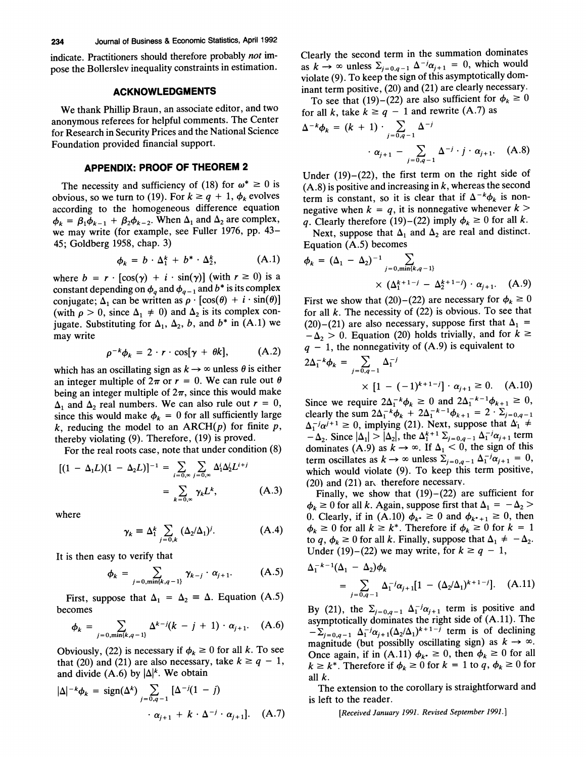indicate. Practitioners should therefore probably *not* impose the Bollerslev inequality constraints in estimation.

## ACKNOWLEDGMENTS

We thank Phillip Braun, an associate editor, and two anonymous referees for helpful comments. The Center for Research in Security Prices and the National Science Foundation provided financial support.

## APPENDIX: PROOF OF THEOREM 2

The necessity and sufficiency of (18) for $\omega^* \geq 0$ is obvious, so we turn to (19). For $k \geq q + 1$, $\phi_k$ evolves according to the homogeneous difference equation $\phi_k = \beta_1\phi_{k-1} + \beta_2\phi_{k-2}$. When $\Delta_1$ and $\Delta_2$ are complex, we may write (for example, see Fuller 1976, pp. 43–45; Goldberg 1958, chap. 3)

$$\phi_k = b \cdot \Delta_1^k + b^* \cdot \Delta_2^k, \qquad \text{(A.1)}$$

where $b = r \cdot [\cos(\gamma) + i \cdot \sin(\gamma)]$ (with $r \geq 0$) is a constant depending on $\phi_q$ and $\phi_{q-1}$ and $b^*$ is its complex conjugate; $\Delta_1$ can be written as $\rho \cdot [\cos(\theta) + i \cdot \sin(\theta)]$ (with $\rho > 0$, since $\Delta_1 \neq 0$) and $\Delta_2$ is its complex conjugate. Substituting for $\Delta_1$, $\Delta_2$, $b$, and $b^*$ in (A.1) we may write

$$\rho^{-k}\phi_k = 2 \cdot r \cdot \cos[\gamma + \theta k], \qquad \text{(A.2)}$$

which has an oscillating sign as $k \to \infty$ unless $\theta$ is either an integer multiple of $2\pi$ or $r = 0$. We can rule out $\theta$ being an integer multiple of $2\pi$, since this would make $\Delta_1$ and $\Delta_2$ real numbers. We can also rule out $r = 0$, since this would make $\phi_k = 0$ for all sufficiently large $k$, reducing the model to an ARCH($p$) for finite $p$, thereby violating (9). Therefore, (19) is proved.

For the real roots case, note that under condition (8)

$$[(1 - \Delta_1 L)(1 - \Delta_2 L)]^{-1} = \sum_{i=0,\infty} \sum_{j=0,\infty} \Delta_1^i \Delta_2^j L^{i+j} = \sum_{k=0,\infty} \gamma_k L^k, \qquad \text{(A.3)}$$

where

$$\gamma_k \equiv \Delta_1^k \sum_{j=0,k} (\Delta_2/\Delta_1)^j. \qquad \text{(A.4)}$$

It is then easy to verify that

$$\phi_k = \sum_{j=0,\min\{k,q-1\}} \gamma_{k-j} \cdot \alpha_{j+1}. \qquad \text{(A.5)}$$

First, suppose that $\Delta_1 = \Delta_2 \equiv \Delta$. Equation (A.5) becomes

$$\phi_k = \sum_{j=0,\min\{k,q-1\}} \Delta^{k-j}(k - j + 1) \cdot \alpha_{j+1}. \qquad \text{(A.6)}$$

Obviously, (22) is necessary if $\phi_k \geq 0$ for all $k$. To see that (20) and (21) are also necessary, take $k \geq q - 1$, and divide (A.6) by $|\Delta|^k$. We obtain

$$|\Delta|^{-k}\phi_k = \text{sign}(\Delta^k) \sum_{j=0,q-1} [\Delta^{-j}(1 - j) \cdot \alpha_{j+1} + k \cdot \Delta^{-j} \cdot \alpha_{j+1}]. \qquad \text{(A.7)}$$

Clearly the second term in the summation dominates as $k \to \infty$ unless $\Sigma_{j=0,q-1}\,\Delta^{-j}\alpha_{j+1} = 0$, which would violate (9). To keep the sign of this asymptotically dominant term positive, (20) and (21) are clearly necessary.

To see that (19)–(22) are also sufficient for $\phi_k \geq 0$ for all $k$, take $k \geq q - 1$ and rewrite (A.7) as

$$\Delta^{-k}\phi_k = (k + 1) \cdot \sum_{j=0,q-1} \Delta^{-j} \cdot \alpha_{j+1} - \sum_{j=0,q-1} \Delta^{-j} \cdot j \cdot \alpha_{j+1}. \qquad \text{(A.8)}$$

Under (19)–(22), the first term on the right side of (A.8) is positive and increasing in $k$, whereas the second term is constant, so it is clear that if $\Delta^{-k}\phi_k$ is nonnegative when $k = q$, it is nonnegative whenever $k > q$. Clearly therefore (19)–(22) imply $\phi_k \geq 0$ for all $k$.

Next, suppose that $\Delta_1$ and $\Delta_2$ are real and distinct. Equation (A.5) becomes

$$\phi_k = (\Delta_1 - \Delta_2)^{-1} \sum_{j=0,\min\{k,q-1\}} \times (\Delta_1^{k+1-j} - \Delta_2^{k+1-j}) \cdot \alpha_{j+1}. \qquad \text{(A.9)}$$

First we show that (20)–(22) are necessary for $\phi_k \geq 0$ for all $k$. The necessity of (22) is obvious. To see that (20)–(21) are also necessary, suppose first that $\Delta_1 = -\Delta_2 > 0$. Equation (20) holds trivially, and for $k \geq q - 1$, the nonnegativity of (A.9) is equivalent to

$$2\Delta_1^{-k}\phi_k = \sum_{j=0,q-1} \Delta_1^{-j} \times [1 - (-1)^{k+1-j}] \cdot \alpha_{j+1} \geq 0. \qquad \text{(A.10)}$$

Since we require $2\Delta_1^{-k}\phi_k \geq 0$ and $2\Delta_1^{-k-1}\phi_{k+1} \geq 0$, clearly the sum $2\Delta_1^{-k}\phi_k + 2\Delta_1^{-k-1}\phi_{k+1} = 2 \cdot \Sigma_{j=0,q-1}\,\Delta_1^{-j}\alpha^{j+1} \geq 0$, implying (21). Next, suppose that $\Delta_1 \neq -\Delta_2$. Since $|\Delta_1| > |\Delta_2|$, the $\Delta_1^{k+1}\,\Sigma_{j=0,q-1}\,\Delta_1^{-j}\alpha_{j+1}$ term dominates (A.9) as $k \to \infty$. If $\Delta_1 < 0$, the sign of this term oscillates as $k \to \infty$ unless $\Sigma_{j=0,q-1}\,\Delta_1^{-j}\alpha_{j+1} = 0$, which would violate (9). To keep this term positive, (20) and (21) are therefore necessary.

Finally, we show that (19)–(22) are sufficient for $\phi_k \geq 0$ for all $k$. Again, suppose first that $\Delta_1 = -\Delta_2 > 0$. Clearly, if in (A.10) $\phi_{k^*} \geq 0$ and $\phi_{k^*+1} \geq 0$, then $\phi_k \geq 0$ for all $k \geq k^*$. Therefore if $\phi_k \geq 0$ for $k = 1$ to $q$, $\phi_k \geq 0$ for all $k$. Finally, suppose that $\Delta_1 \neq -\Delta_2$. Under (19)–(22) we may write, for $k \geq q - 1$,

$$\Delta_1^{-k-1}(\Delta_1 - \Delta_2)\phi_k = \sum_{j=0,q-1} \Delta_1^{-j}\alpha_{j+1}[1 - (\Delta_2/\Delta_1)^{k+1-j}]. \qquad \text{(A.11)}$$

By (21), the $\Sigma_{j=0,q-1}\,\Delta_1^{-j}\alpha_{j+1}$ term is positive and asymptotically dominates the right side of (A.11). The $-\Sigma_{j=0,q-1}\,\Delta_1^{-j}\alpha_{j+1}(\Delta_2/\Delta_1)^{k+1-j}$ term is of declining magnitude (but possiblly oscillating sign) as $k \to \infty$. Once again, if in (A.11) $\phi_{k^*} \geq 0$, then $\phi_k \geq 0$ for all $k \geq k^*$. Therefore if $\phi_k \geq 0$ for $k = 1$ to $q$, $\phi_k \geq 0$ for all $k$.

The extension to the corollary is straightforward and is left to the reader.

*[Received January 1991. Revised September 1991.]*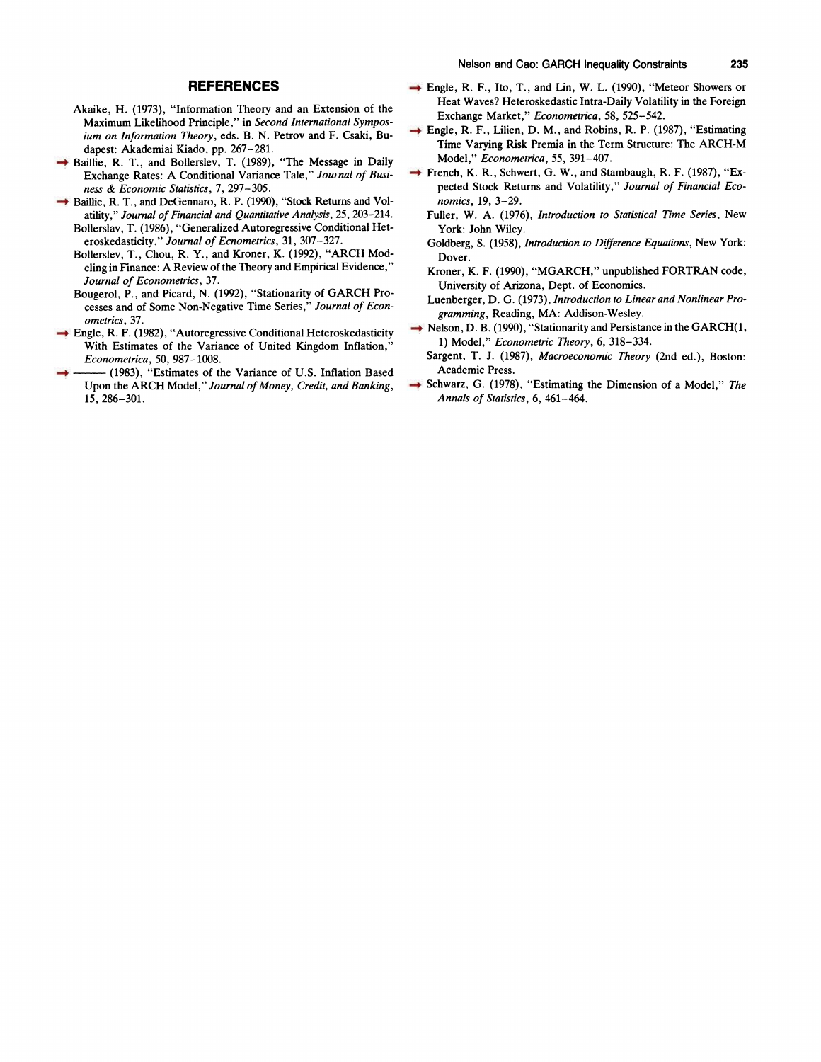## REFERENCES

Akaike, H. (1973), "Information Theory and an Extension of the Maximum Likelihood Principle," in *Second International Symposium on Information Theory*, eds. B. N. Petrov and F. Csaki, Budapest: Akademiai Kiado, pp. 267–281.

Baillie, R. T., and Bollerslev, T. (1989), "The Message in Daily Exchange Rates: A Conditional Variance Tale," *Journal of Business & Economic Statistics*, 7, 297–305.

Baillie, R. T., and DeGennaro, R. P. (1990), "Stock Returns and Volatility," *Journal of Financial and Quantitative Analysis*, 25, 203–214.

Bollerslav, T. (1986), "Generalized Autoregressive Conditional Heteroskedasticity," *Journal of Ecnometrics*, 31, 307–327.

Bollerslev, T., Chou, R. Y., and Kroner, K. (1992), "ARCH Modeling in Finance: A Review of the Theory and Empirical Evidence," *Journal of Econometrics*, 37.

Bougerol, P., and Picard, N. (1992), "Stationarity of GARCH Processes and of Some Non-Negative Time Series," *Journal of Econometrics*, 37.

Engle, R. F. (1982), "Autoregressive Conditional Heteroskedasticity With Estimates of the Variance of United Kingdom Inflation," *Econometrica*, 50, 987–1008.

——— (1983), "Estimates of the Variance of U.S. Inflation Based Upon the ARCH Model," *Journal of Money, Credit, and Banking*, 15, 286–301.

Engle, R. F., Ito, T., and Lin, W. L. (1990), "Meteor Showers or Heat Waves? Heteroskedastic Intra-Daily Volatility in the Foreign Exchange Market," *Econometrica*, 58, 525–542.

Engle, R. F., Lilien, D. M., and Robins, R. P. (1987), "Estimating Time Varying Risk Premia in the Term Structure: The ARCH-M Model," *Econometrica*, 55, 391–407.

French, K. R., Schwert, G. W., and Stambaugh, R. F. (1987), "Expected Stock Returns and Volatility," *Journal of Financial Economics*, 19, 3–29.

Fuller, W. A. (1976), *Introduction to Statistical Time Series*, New York: John Wiley.

Goldberg, S. (1958), *Introduction to Difference Equations*, New York: Dover.

Kroner, K. F. (1990), "MGARCH," unpublished FORTRAN code, University of Arizona, Dept. of Economics.

Luenberger, D. G. (1973), *Introduction to Linear and Nonlinear Programming*, Reading, MA: Addison-Wesley.

Nelson, D. B. (1990), "Stationarity and Persistance in the GARCH(1, 1) Model," *Econometric Theory*, 6, 318–334.

Sargent, T. J. (1987), *Macroeconomic Theory* (2nd ed.), Boston: Academic Press.

Schwarz, G. (1978), "Estimating the Dimension of a Model," *The Annals of Statistics*, 6, 461–464.